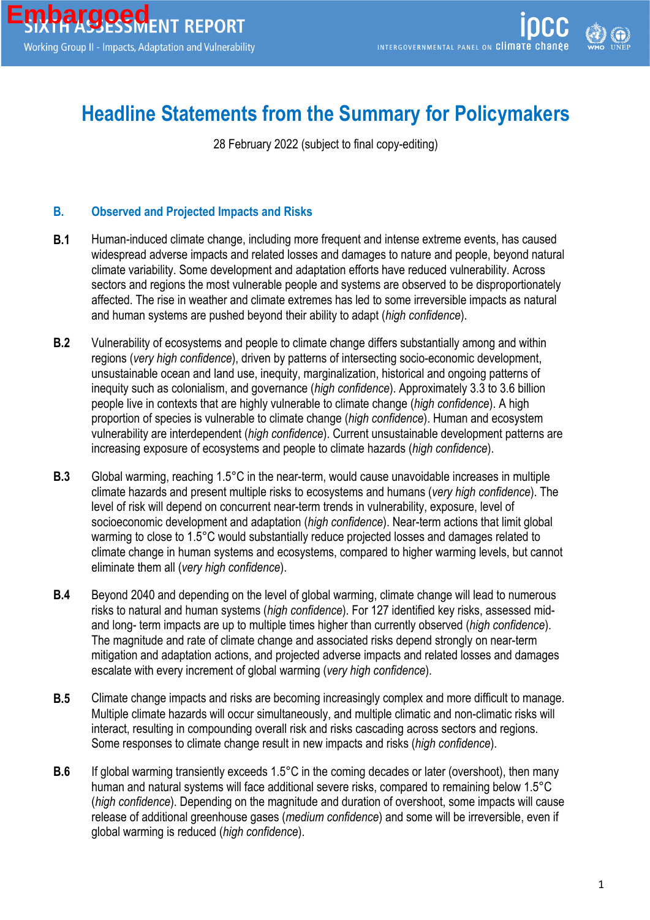# Headline Statements from the Summary for Policymakers

28 February 2022 (subject to final copy-editing)

## B. Observed and Projected Impacts and Risks

**B.1** Human-induced climate change, including more frequent and intense extreme events, has caused widespread adverse impacts and related losses and damages to nature and people, beyond natural climate variability. Some development and adaptation efforts have reduced vulnerability. Across sectors and regions the most vulnerable people and systems are observed to be disproportionately affected. The rise in weather and climate extremes has led to some irreversible impacts as natural and human systems are pushed beyond their ability to adapt (*high confidence*).

**B.2** Vulnerability of ecosystems and people to climate change differs substantially among and within regions (*very high confidence*), driven by patterns of intersecting socio-economic development, unsustainable ocean and land use, inequity, marginalization, historical and ongoing patterns of inequity such as colonialism, and governance (*high confidence*). Approximately 3.3 to 3.6 billion people live in contexts that are highly vulnerable to climate change (*high confidence*). A high proportion of species is vulnerable to climate change (*high confidence*). Human and ecosystem vulnerability are interdependent (*high confidence*). Current unsustainable development patterns are increasing exposure of ecosystems and people to climate hazards (*high confidence*).

**B.3** Global warming, reaching 1.5°C in the near-term, would cause unavoidable increases in multiple climate hazards and present multiple risks to ecosystems and humans (*very high confidence*). The level of risk will depend on concurrent near-term trends in vulnerability, exposure, level of socioeconomic development and adaptation (*high confidence*). Near-term actions that limit global warming to close to 1.5°C would substantially reduce projected losses and damages related to climate change in human systems and ecosystems, compared to higher warming levels, but cannot eliminate them all (*very high confidence*).

**B.4** Beyond 2040 and depending on the level of global warming, climate change will lead to numerous risks to natural and human systems (*high confidence*). For 127 identified key risks, assessed mid- and long- term impacts are up to multiple times higher than currently observed (*high confidence*). The magnitude and rate of climate change and associated risks depend strongly on near-term mitigation and adaptation actions, and projected adverse impacts and related losses and damages escalate with every increment of global warming (*very high confidence*).

**B.5** Climate change impacts and risks are becoming increasingly complex and more difficult to manage. Multiple climate hazards will occur simultaneously, and multiple climatic and non-climatic risks will interact, resulting in compounding overall risk and risks cascading across sectors and regions. Some responses to climate change result in new impacts and risks (*high confidence*).

**B.6** If global warming transiently exceeds 1.5°C in the coming decades or later (overshoot), then many human and natural systems will face additional severe risks, compared to remaining below 1.5°C (*high confidence*). Depending on the magnitude and duration of overshoot, some impacts will cause release of additional greenhouse gases (*medium confidence*) and some will be irreversible, even if global warming is reduced (*high confidence*).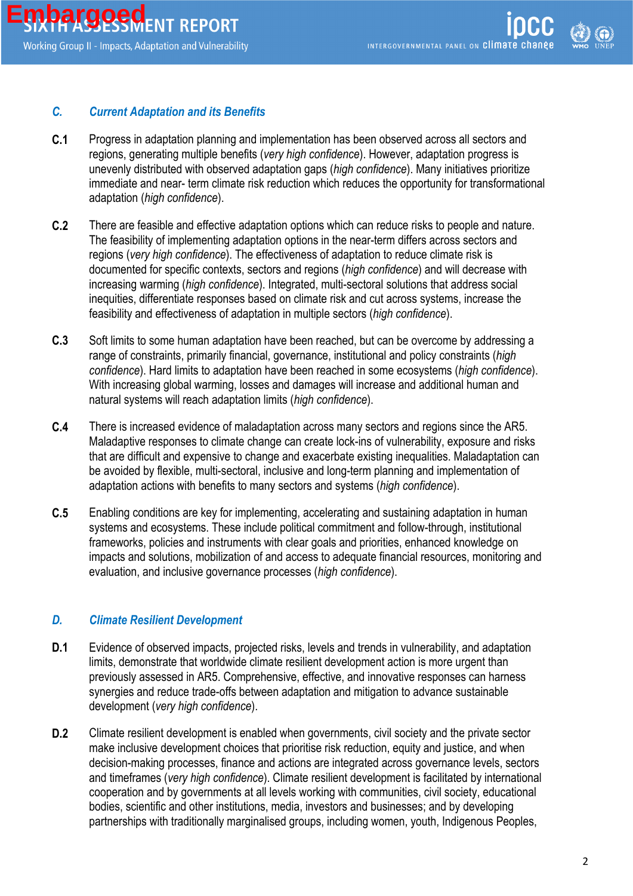## C. *Current Adaptation and its Benefits*

**C.1** Progress in adaptation planning and implementation has been observed across all sectors and regions, generating multiple benefits (*very high confidence*). However, adaptation progress is unevenly distributed with observed adaptation gaps (*high confidence*). Many initiatives prioritize immediate and near- term climate risk reduction which reduces the opportunity for transformational adaptation (*high confidence*).

**C.2** There are feasible and effective adaptation options which can reduce risks to people and nature. The feasibility of implementing adaptation options in the near-term differs across sectors and regions (*very high confidence*). The effectiveness of adaptation to reduce climate risk is documented for specific contexts, sectors and regions (*high confidence*) and will decrease with increasing warming (*high confidence*). Integrated, multi-sectoral solutions that address social inequities, differentiate responses based on climate risk and cut across systems, increase the feasibility and effectiveness of adaptation in multiple sectors (*high confidence*).

**C.3** Soft limits to some human adaptation have been reached, but can be overcome by addressing a range of constraints, primarily financial, governance, institutional and policy constraints (*high confidence*). Hard limits to adaptation have been reached in some ecosystems (*high confidence*). With increasing global warming, losses and damages will increase and additional human and natural systems will reach adaptation limits (*high confidence*).

**C.4** There is increased evidence of maladaptation across many sectors and regions since the AR5. Maladaptive responses to climate change can create lock-ins of vulnerability, exposure and risks that are difficult and expensive to change and exacerbate existing inequalities. Maladaptation can be avoided by flexible, multi-sectoral, inclusive and long-term planning and implementation of adaptation actions with benefits to many sectors and systems (*high confidence*).

**C.5** Enabling conditions are key for implementing, accelerating and sustaining adaptation in human systems and ecosystems. These include political commitment and follow-through, institutional frameworks, policies and instruments with clear goals and priorities, enhanced knowledge on impacts and solutions, mobilization of and access to adequate financial resources, monitoring and evaluation, and inclusive governance processes (*high confidence*).

## D. *Climate Resilient Development*

**D.1** Evidence of observed impacts, projected risks, levels and trends in vulnerability, and adaptation limits, demonstrate that worldwide climate resilient development action is more urgent than previously assessed in AR5. Comprehensive, effective, and innovative responses can harness synergies and reduce trade-offs between adaptation and mitigation to advance sustainable development (*very high confidence*).

**D.2** Climate resilient development is enabled when governments, civil society and the private sector make inclusive development choices that prioritise risk reduction, equity and justice, and when decision-making processes, finance and actions are integrated across governance levels, sectors and timeframes (*very high confidence*). Climate resilient development is facilitated by international cooperation and by governments at all levels working with communities, civil society, educational bodies, scientific and other institutions, media, investors and businesses; and by developing partnerships with traditionally marginalised groups, including women, youth, Indigenous Peoples,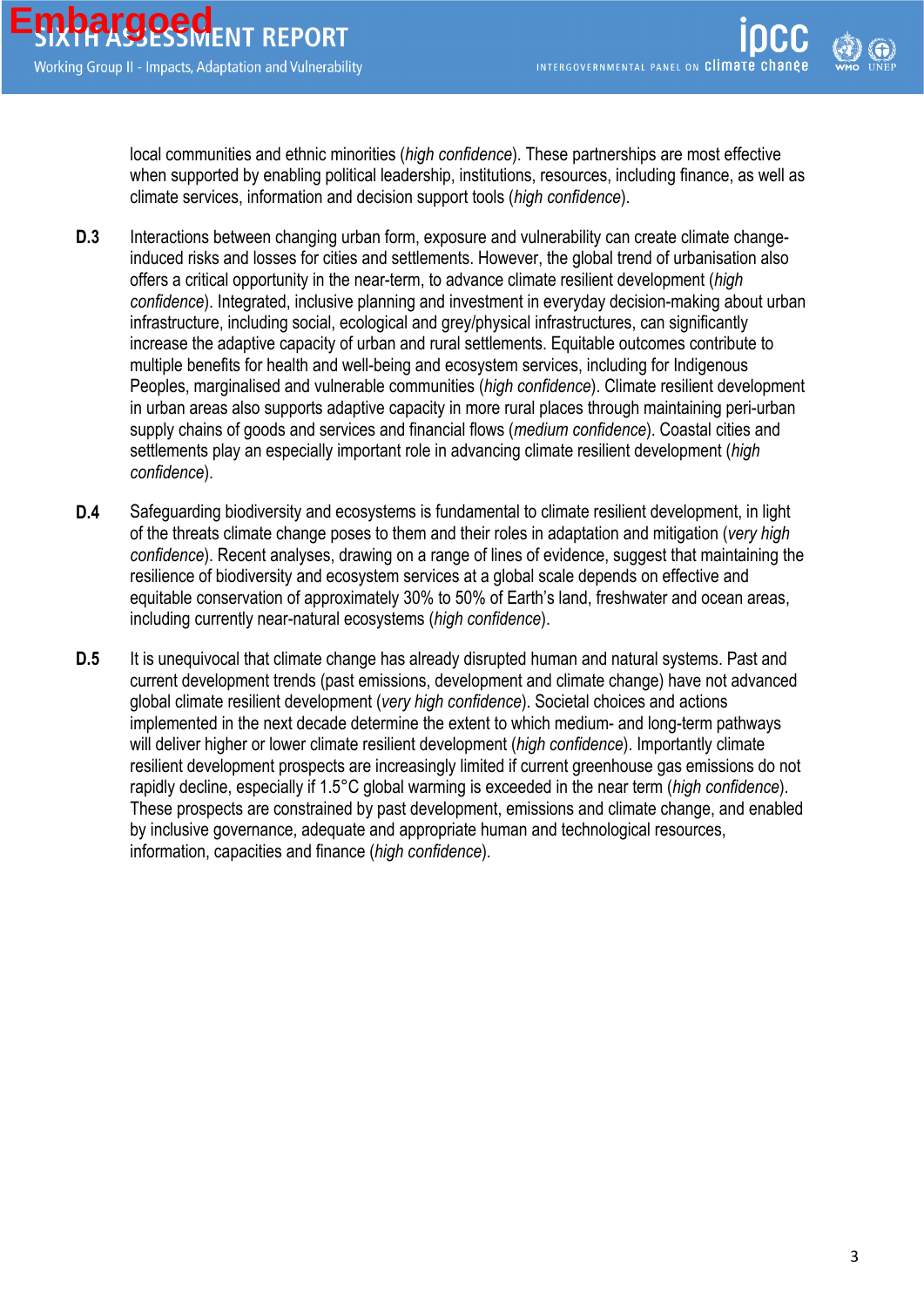local communities and ethnic minorities (*high confidence*). These partnerships are most effective when supported by enabling political leadership, institutions, resources, including finance, as well as climate services, information and decision support tools (*high confidence*).

**D.3** Interactions between changing urban form, exposure and vulnerability can create climate change-induced risks and losses for cities and settlements. However, the global trend of urbanisation also offers a critical opportunity in the near-term, to advance climate resilient development (*high confidence*). Integrated, inclusive planning and investment in everyday decision-making about urban infrastructure, including social, ecological and grey/physical infrastructures, can significantly increase the adaptive capacity of urban and rural settlements. Equitable outcomes contribute to multiple benefits for health and well-being and ecosystem services, including for Indigenous Peoples, marginalised and vulnerable communities (*high confidence*). Climate resilient development in urban areas also supports adaptive capacity in more rural places through maintaining peri-urban supply chains of goods and services and financial flows (*medium confidence*). Coastal cities and settlements play an especially important role in advancing climate resilient development (*high confidence*).

**D.4** Safeguarding biodiversity and ecosystems is fundamental to climate resilient development, in light of the threats climate change poses to them and their roles in adaptation and mitigation (*very high confidence*). Recent analyses, drawing on a range of lines of evidence, suggest that maintaining the resilience of biodiversity and ecosystem services at a global scale depends on effective and equitable conservation of approximately 30% to 50% of Earth's land, freshwater and ocean areas, including currently near-natural ecosystems (*high confidence*).

**D.5** It is unequivocal that climate change has already disrupted human and natural systems. Past and current development trends (past emissions, development and climate change) have not advanced global climate resilient development (*very high confidence*). Societal choices and actions implemented in the next decade determine the extent to which medium- and long-term pathways will deliver higher or lower climate resilient development (*high confidence*). Importantly climate resilient development prospects are increasingly limited if current greenhouse gas emissions do not rapidly decline, especially if 1.5°C global warming is exceeded in the near term (*high confidence*). These prospects are constrained by past development, emissions and climate change, and enabled by inclusive governance, adequate and appropriate human and technological resources, information, capacities and finance (*high confidence*).